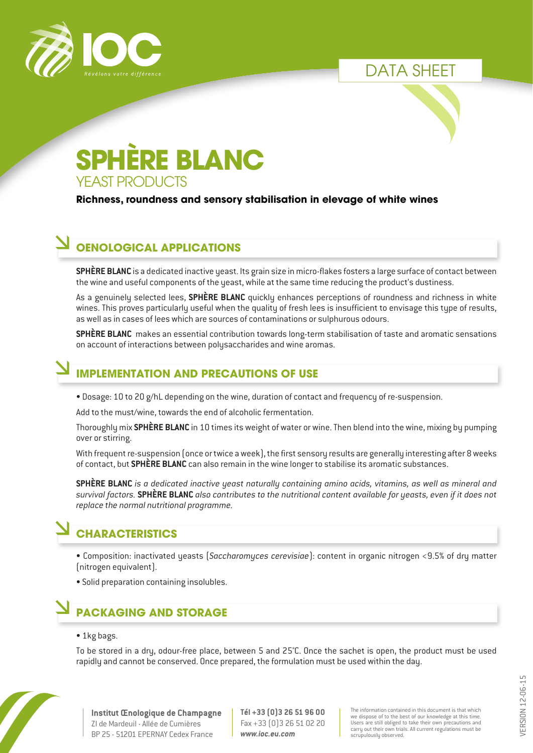DATA SHEET

# SPHÈRE BLANC

## YEAST PRODUCTS

**Richness, roundness and sensory stabilisation in elevage of white wines**

## OENOLOGICAL APPLICATIONS

**SPHÈRE BLANC** is a dedicated inactive yeast. Its grain size in micro-flakes fosters a large surface of contact between the wine and useful components of the yeast, while at the same time reducing the product's dustiness.

As a genuinely selected lees, **SPHÈRE BLANC** quickly enhances perceptions of roundness and richness in white wines. This proves particularly useful when the quality of fresh lees is insufficient to envisage this type of results, as well as in cases of lees which are sources of contaminations or sulphurous odours.

**SPHÈRE BLANC** makes an essential contribution towards long-term stabilisation of taste and aromatic sensations on account of interactions between polysaccharides and wine aromas.

## IMPLEMENTATION AND PRECAUTIONS OF USE

- Dosage: 10 to 20 g/hL depending on the wine, duration of contact and frequency of re-suspension.

Add to the must/wine, towards the end of alcoholic fermentation.

Thoroughly mix **SPHÈRE BLANC** in 10 times its weight of water or wine. Then blend into the wine, mixing by pumping over or stirring.

With frequent re-suspension (once or twice a week), the first sensory results are generally interesting after 8 weeks of contact, but **SPHÈRE BLANC** can also remain in the wine longer to stabilise its aromatic substances.

**SPHÈRE BLANC** *is a dedicated inactive yeast naturally containing amino acids, vitamins, as well as mineral and survival factors.* **SPHÈRE BLANC** *also contributes to the nutritional content available for yeasts, even if it does not replace the normal nutritional programme.*

## CHARACTERISTICS

- Composition: inactivated yeasts (*Saccharomyces cerevisiae*): content in organic nitrogen <9.5% of dry matter (nitrogen equivalent).
- Solid preparation containing insolubles.

## PACKAGING AND STORAGE

- 1kg bags.

To be stored in a dry, odour-free place, between 5 and 25°C. Once the sachet is open, the product must be used rapidly and cannot be conserved. Once prepared, the formulation must be used within the day.

**Institut Œnologique de Champagne**
ZI de Mardeuil - Allée de Cumières
BP 25 - 51201 EPERNAY Cedex France

**Tél +33 (0)3 26 51 96 00**
Fax +33 (0)3 26 51 02 20
***www.ioc.eu.com***

The information contained in this document is that which we dispose of to the best of our knowledge at this time. Users are still obliged to take their own precautions and carry out their own trials. All current regulations must be scrupulously observed.

VERSION 12-06-15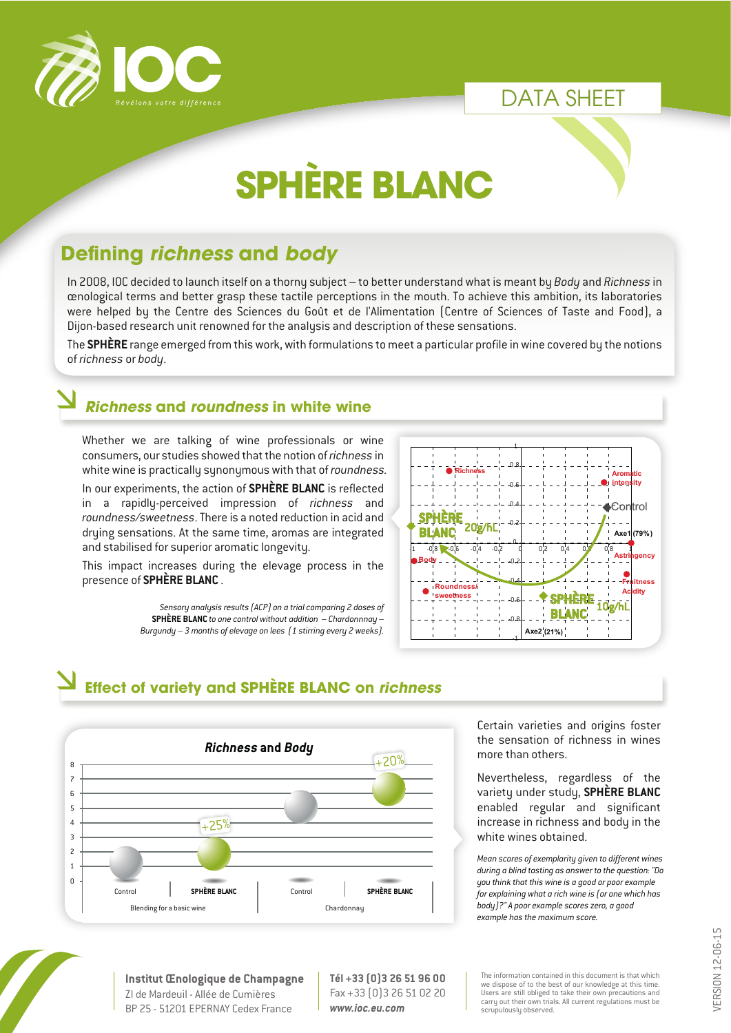DATA SHEET

# SPHÈRE BLANC

## Defining *richness* and *body*

In 2008, IOC decided to launch itself on a thorny subject – to better understand what is meant by *Body* and *Richness* in œnological terms and better grasp these tactile perceptions in the mouth. To achieve this ambition, its laboratories were helped by the Centre des Sciences du Goût et de l'Alimentation (Centre of Sciences of Taste and Food), a Dijon-based research unit renowned for the analysis and description of these sensations.

The **SPHÈRE** range emerged from this work, with formulations to meet a particular profile in wine covered by the notions of *richness* or *body*.

## *Richness* and *roundness* in white wine

Whether we are talking of wine professionals or wine consumers, our studies showed that the notion of *richness* in white wine is practically synonymous with that of *roundness*.

In our experiments, the action of **SPHÈRE BLANC** is reflected in a rapidly-perceived impression of *richness* and *roundness/sweetness*. There is a noted reduction in acid and drying sensations. At the same time, aromas are integrated and stabilised for superior aromatic longevity.

This impact increases during the elevage process in the presence of **SPHÈRE BLANC** .

Richness
Aromatic intensity
Control
SPHÈRE BLANC 20g/hL
Axe1 (79%)
Body
Astringency
Fruitness
Acidity
Roundness sweetness
SPHÈRE BLANC 10g/hL
Axe2 (21%)
1
0.8
0.6
0.4
0.2
0
-0.2
-0.4
-0.6
-0.8
-1

*Sensory analysis results (ACP) on a trial comparing 2 doses of* **SPHÈRE BLANC** *to one control without addition – Chardonnay – Burgundy – 3 months of elevage on lees (1 stirring every 2 weeks).*

## Effect of variety and SPHÈRE BLANC on *richness*

***Richness* and *Body***

8
7
6
5
4
3
2
1
0
+25%
+20%
Control
SPHÈRE BLANC
Control
SPHÈRE BLANC
Blending for a basic wine
Chardonnay

Certain varieties and origins foster the sensation of richness in wines more than others.

Nevertheless, regardless of the variety under study, **SPHÈRE BLANC** enabled regular and significant increase in richness and body in the white wines obtained.

*Mean scores of exemplarity given to different wines during a blind tasting as answer to the question: "Do you think that this wine is a good or poor example for explaining what a rich wine is (or one which has body)?" A poor example scores zero, a good example has the maximum score.*

**Institut Œnologique de Champagne**
ZI de Mardeuil - Allée de Cumières
BP 25 - 51201 EPERNAY Cedex France

**Tél +33 (0)3 26 51 96 00**
Fax +33 (0)3 26 51 02 20
***www.ioc.eu.com***

The information contained in this document is that which we dispose of to the best of our knowledge at this time. Users are still obliged to take their own precautions and carry out their own trials. All current regulations must be scrupulously observed.

VERSION 12-06-15